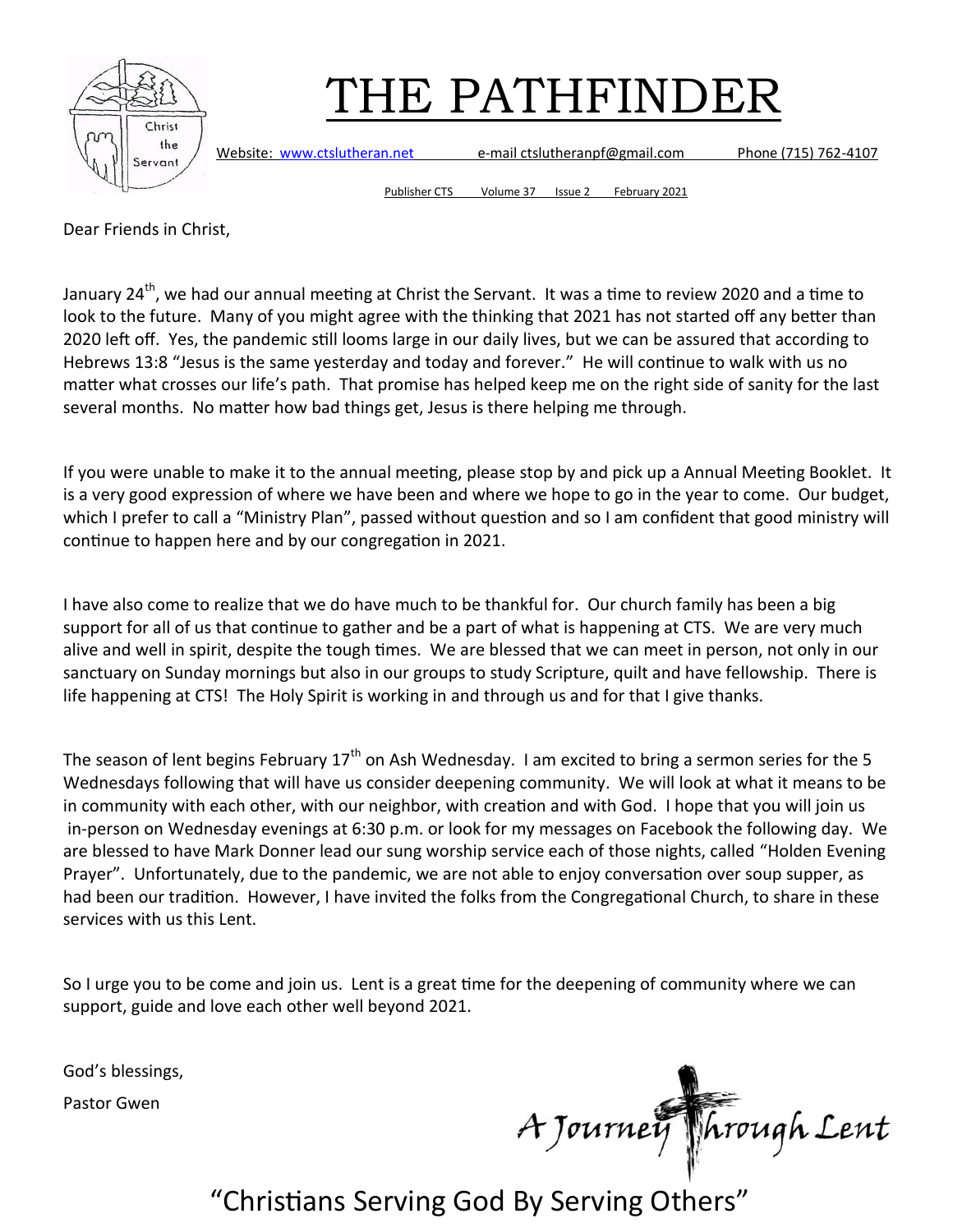# THE PATHFINDER

Website: www.ctslutheran.net e-mail ctslutheranpf@gmail.com Phone (715) 762-4107

Publisher CTS Volume 37 Issue 2 February 2021

Dear Friends in Christ,

January 24th, we had our annual meeting at Christ the Servant. It was a time to review 2020 and a time to look to the future. Many of you might agree with the thinking that 2021 has not started off any better than 2020 left off. Yes, the pandemic still looms large in our daily lives, but we can be assured that according to Hebrews 13:8 "Jesus is the same yesterday and today and forever." He will continue to walk with us no matter what crosses our life's path. That promise has helped keep me on the right side of sanity for the last several months. No matter how bad things get, Jesus is there helping me through.

If you were unable to make it to the annual meeting, please stop by and pick up a Annual Meeting Booklet. It is a very good expression of where we have been and where we hope to go in the year to come. Our budget, which I prefer to call a "Ministry Plan", passed without question and so I am confident that good ministry will continue to happen here and by our congregation in 2021.

I have also come to realize that we do have much to be thankful for. Our church family has been a big support for all of us that continue to gather and be a part of what is happening at CTS. We are very much alive and well in spirit, despite the tough times. We are blessed that we can meet in person, not only in our sanctuary on Sunday mornings but also in our groups to study Scripture, quilt and have fellowship. There is life happening at CTS! The Holy Spirit is working in and through us and for that I give thanks.

The season of lent begins February 17th on Ash Wednesday. I am excited to bring a sermon series for the 5 Wednesdays following that will have us consider deepening community. We will look at what it means to be in community with each other, with our neighbor, with creation and with God. I hope that you will join us in-person on Wednesday evenings at 6:30 p.m. or look for my messages on Facebook the following day. We are blessed to have Mark Donner lead our sung worship service each of those nights, called "Holden Evening Prayer". Unfortunately, due to the pandemic, we are not able to enjoy conversation over soup supper, as had been our tradition. However, I have invited the folks from the Congregational Church, to share in these services with us this Lent.

So I urge you to be come and join us. Lent is a great time for the deepening of community where we can support, guide and love each other well beyond 2021.

God's blessings,

Pastor Gwen

A Journey Through Lent

"Christians Serving God By Serving Others"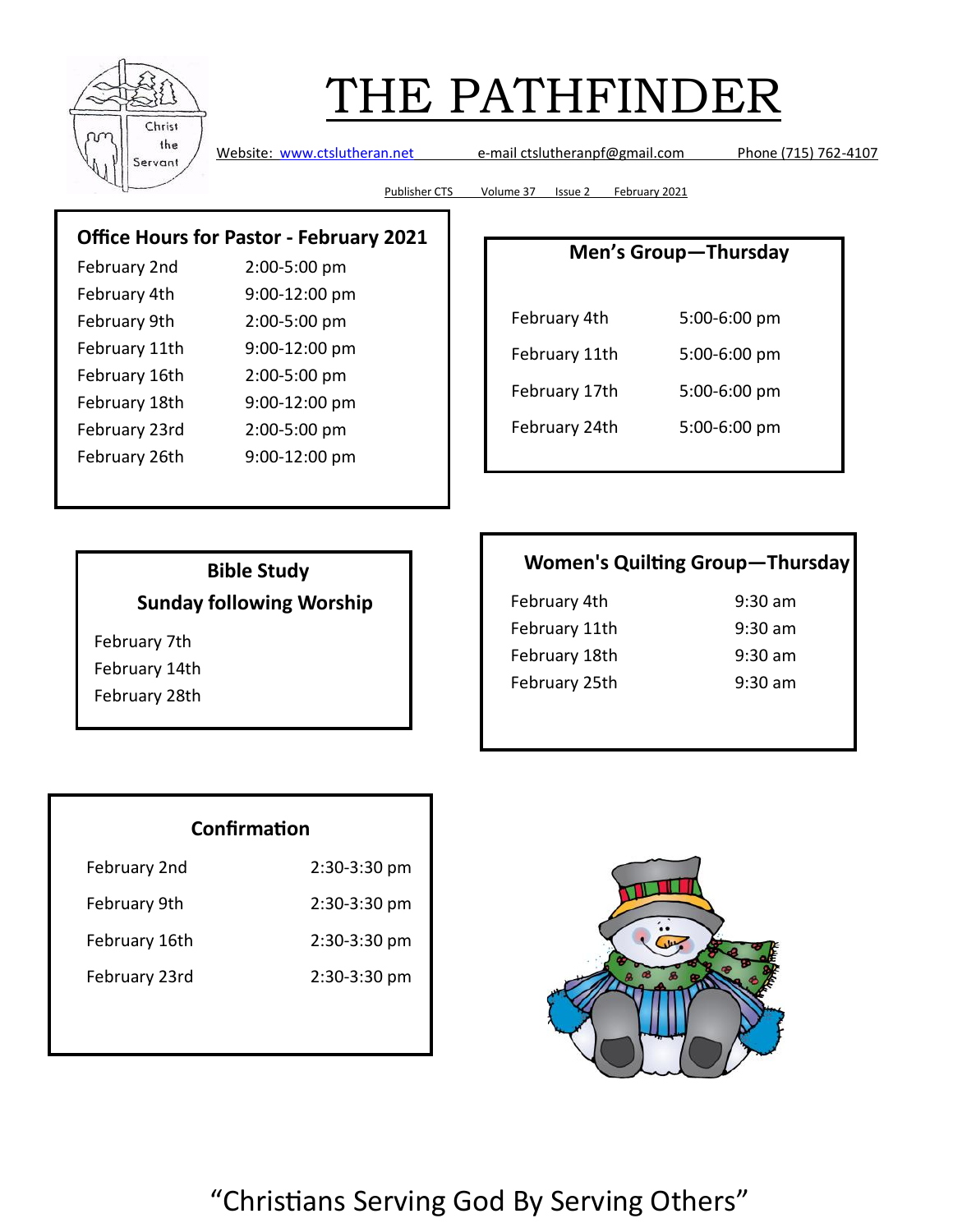# THE PATHFINDER

Website: www.ctslutheran.net e-mail ctslutheranpf@gmail.com Phone (715) 762-4107

Publisher CTS Volume 37 Issue 2 February 2021

## Office Hours for Pastor - February 2021

| | |
|---|---|
| February 2nd | 2:00-5:00 pm |
| February 4th | 9:00-12:00 pm |
| February 9th | 2:00-5:00 pm |
| February 11th | 9:00-12:00 pm |
| February 16th | 2:00-5:00 pm |
| February 18th | 9:00-12:00 pm |
| February 23rd | 2:00-5:00 pm |
| February 26th | 9:00-12:00 pm |

## Men's Group—Thursday

| | |
|---|---|
| February 4th | 5:00-6:00 pm |
| February 11th | 5:00-6:00 pm |
| February 17th | 5:00-6:00 pm |
| February 24th | 5:00-6:00 pm |

## Bible Study

**Sunday following Worship**

February 7th
February 14th
February 28th

## Women's Quilting Group—Thursday

| | |
|---|---|
| February 4th | 9:30 am |
| February 11th | 9:30 am |
| February 18th | 9:30 am |
| February 25th | 9:30 am |

## Confirmation

| | |
|---|---|
| February 2nd | 2:30-3:30 pm |
| February 9th | 2:30-3:30 pm |
| February 16th | 2:30-3:30 pm |
| February 23rd | 2:30-3:30 pm |

"Christians Serving God By Serving Others"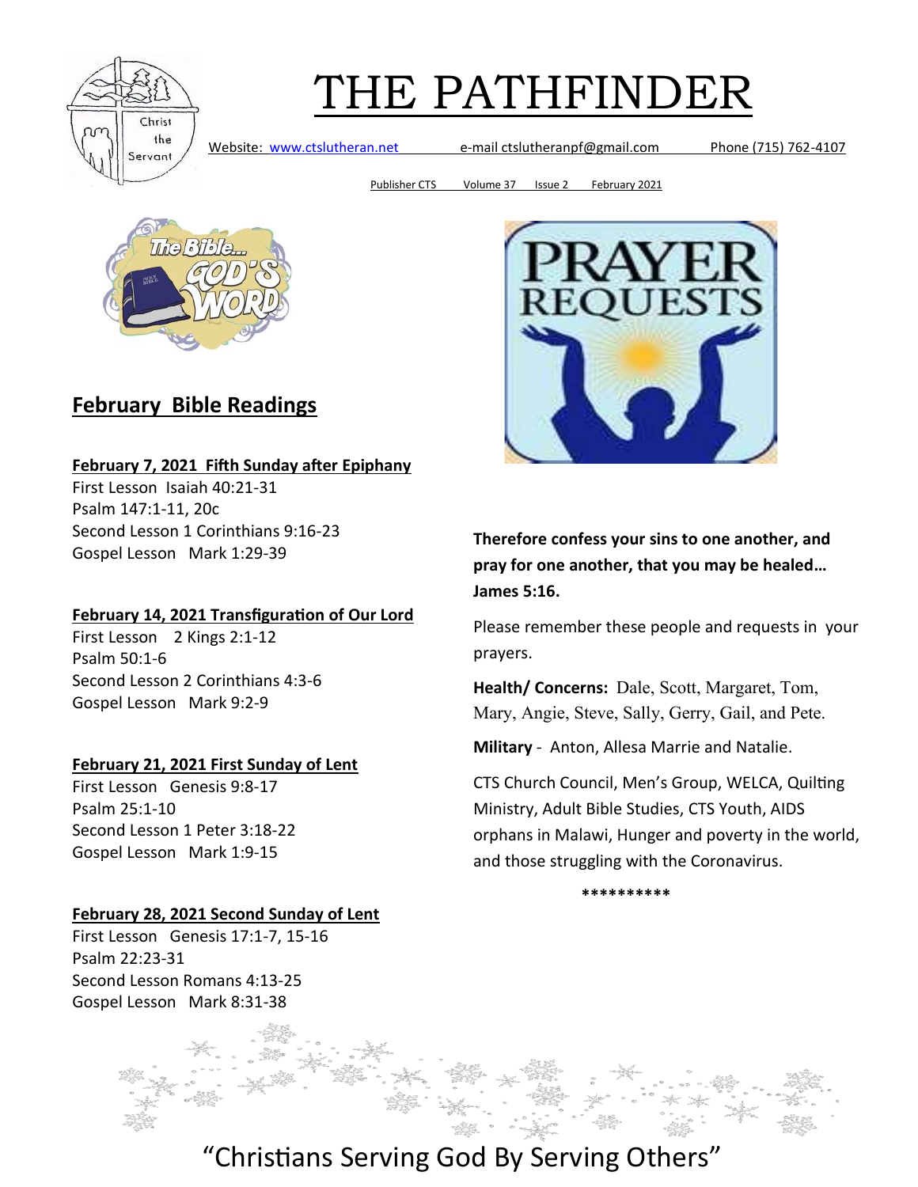# THE PATHFINDER

Website: www.ctslutheran.net e-mail ctslutheranpf@gmail.com Phone (715) 762-4107

Publisher CTS Volume 37 Issue 2 February 2021

## February Bible Readings

**February 7, 2021 Fifth Sunday after Epiphany**
First Lesson Isaiah 40:21-31
Psalm 147:1-11, 20c
Second Lesson 1 Corinthians 9:16-23
Gospel Lesson Mark 1:29-39

**February 14, 2021 Transfiguration of Our Lord**
First Lesson 2 Kings 2:1-12
Psalm 50:1-6
Second Lesson 2 Corinthians 4:3-6
Gospel Lesson Mark 9:2-9

**February 21, 2021 First Sunday of Lent**
First Lesson Genesis 9:8-17
Psalm 25:1-10
Second Lesson 1 Peter 3:18-22
Gospel Lesson Mark 1:9-15

**February 28, 2021 Second Sunday of Lent**
First Lesson Genesis 17:1-7, 15-16
Psalm 22:23-31
Second Lesson Romans 4:13-25
Gospel Lesson Mark 8:31-38

## PRAYER REQUESTS

**Therefore confess your sins to one another, and pray for one another, that you may be healed… James 5:16.**

Please remember these people and requests in your prayers.

**Health/ Concerns:** Dale, Scott, Margaret, Tom, Mary, Angie, Steve, Sally, Gerry, Gail, and Pete.

**Military** - Anton, Allesa Marrie and Natalie.

CTS Church Council, Men's Group, WELCA, Quilting Ministry, Adult Bible Studies, CTS Youth, AIDS orphans in Malawi, Hunger and poverty in the world, and those struggling with the Coronavirus.

**********

"Christians Serving God By Serving Others"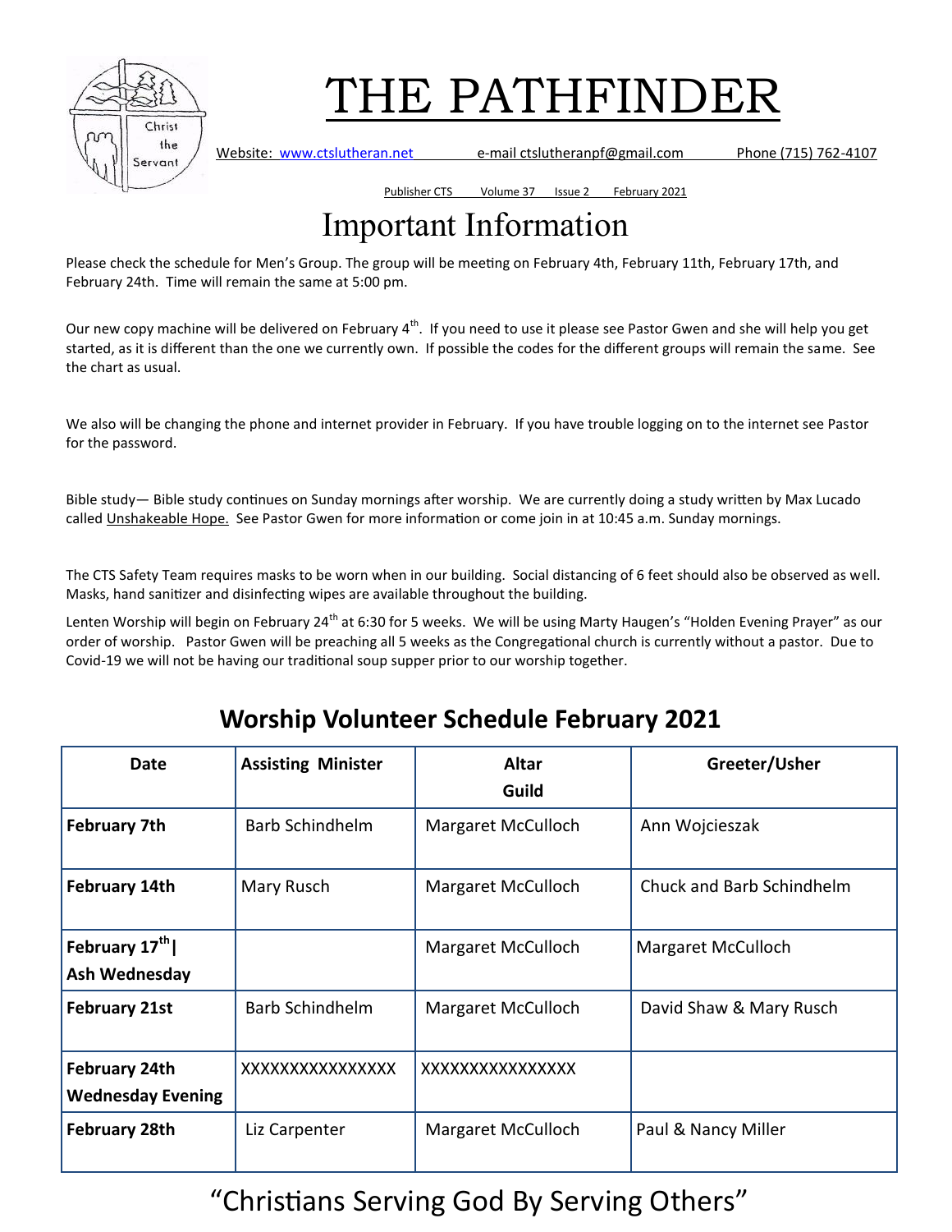# THE PATHFINDER

Website: www.ctslutheran.net e-mail ctslutheranpf@gmail.com Phone (715) 762-4107

Publisher CTS Volume 37 Issue 2 February 2021

## Important Information

Please check the schedule for Men's Group. The group will be meeting on February 4th, February 11th, February 17th, and February 24th. Time will remain the same at 5:00 pm.

Our new copy machine will be delivered on February 4th. If you need to use it please see Pastor Gwen and she will help you get started, as it is different than the one we currently own. If possible the codes for the different groups will remain the same. See the chart as usual.

We also will be changing the phone and internet provider in February. If you have trouble logging on to the internet see Pastor for the password.

Bible study— Bible study continues on Sunday mornings after worship. We are currently doing a study written by Max Lucado called Unshakeable Hope. See Pastor Gwen for more information or come join in at 10:45 a.m. Sunday mornings.

The CTS Safety Team requires masks to be worn when in our building. Social distancing of 6 feet should also be observed as well. Masks, hand sanitizer and disinfecting wipes are available throughout the building.

Lenten Worship will begin on February 24th at 6:30 for 5 weeks. We will be using Marty Haugen's "Holden Evening Prayer" as our order of worship. Pastor Gwen will be preaching all 5 weeks as the Congregational church is currently without a pastor. Due to Covid-19 we will not be having our traditional soup supper prior to our worship together.

## Worship Volunteer Schedule February 2021

| Date | Assisting Minister | Altar Guild | Greeter/Usher |
|---|---|---|---|
| **February 7th** | Barb Schindhelm | Margaret McCulloch | Ann Wojcieszak |
| **February 14th** | Mary Rusch | Margaret McCulloch | Chuck and Barb Schindhelm |
| **February 17th \| Ash Wednesday** | | Margaret McCulloch | Margaret McCulloch |
| **February 21st** | Barb Schindhelm | Margaret McCulloch | David Shaw & Mary Rusch |
| **February 24th Wednesday Evening** | XXXXXXXXXXXXXXX | XXXXXXXXXXXXXXX | |
| **February 28th** | Liz Carpenter | Margaret McCulloch | Paul & Nancy Miller |

"Christians Serving God By Serving Others"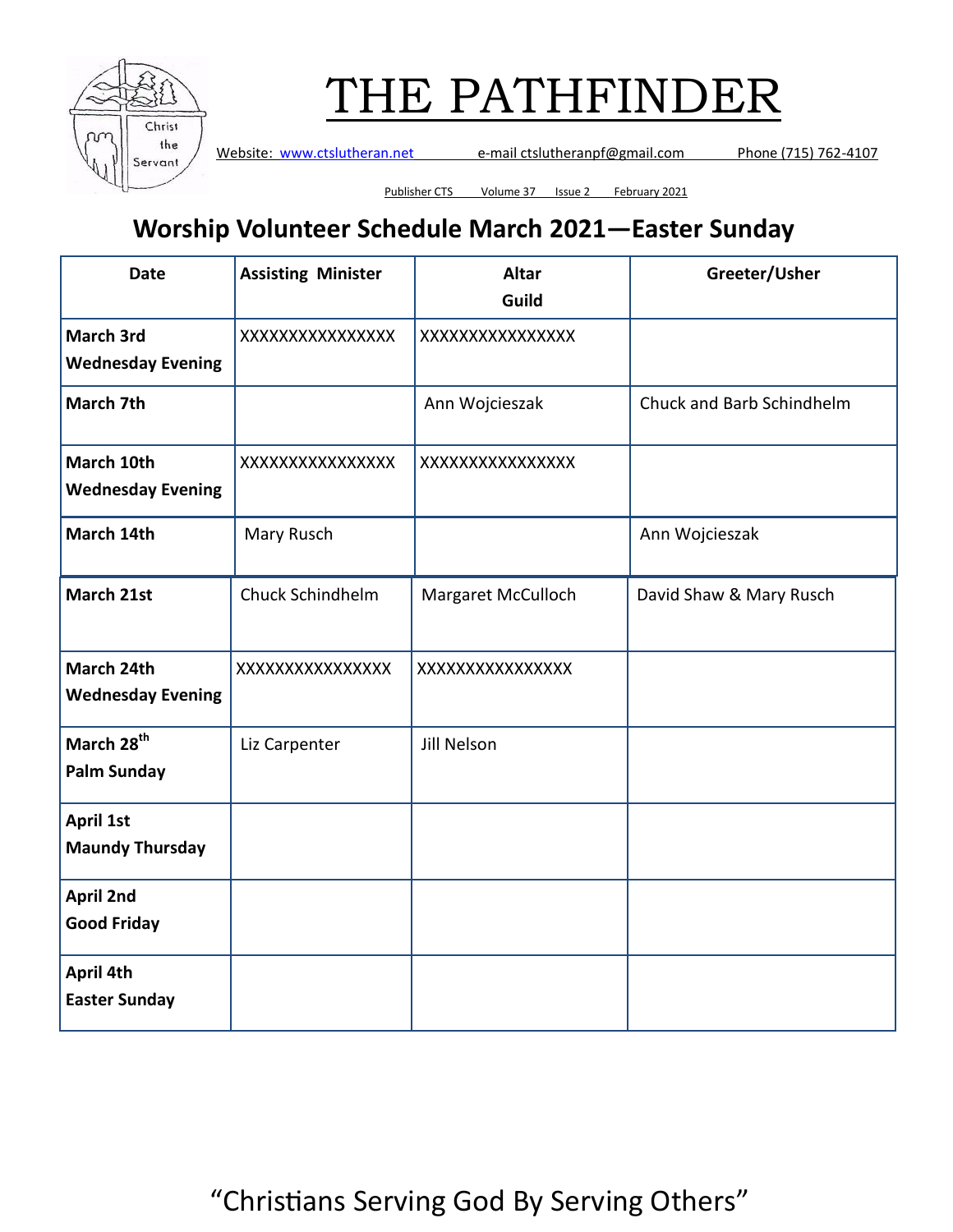# THE PATHFINDER

Website: www.ctslutheran.net e-mail ctslutheranpf@gmail.com Phone (715) 762-4107

Publisher CTS Volume 37 Issue 2 February 2021

## Worship Volunteer Schedule March 2021—Easter Sunday

| Date | Assisting Minister | Altar Guild | Greeter/Usher |
|---|---|---|---|
| **March 3rd Wednesday Evening** | XXXXXXXXXXXXXXX | XXXXXXXXXXXXXXX | |
| **March 7th** | | Ann Wojcieszak | Chuck and Barb Schindhelm |
| **March 10th Wednesday Evening** | XXXXXXXXXXXXXXX | XXXXXXXXXXXXXXX | |
| **March 14th** | Mary Rusch | | Ann Wojcieszak |
| **March 21st** | Chuck Schindhelm | Margaret McCulloch | David Shaw & Mary Rusch |
| **March 24th Wednesday Evening** | XXXXXXXXXXXXXXX | XXXXXXXXXXXXXXX | |
| **March 28th Palm Sunday** | Liz Carpenter | Jill Nelson | |
| **April 1st Maundy Thursday** | | | |
| **April 2nd Good Friday** | | | |
| **April 4th Easter Sunday** | | | |

"Christians Serving God By Serving Others"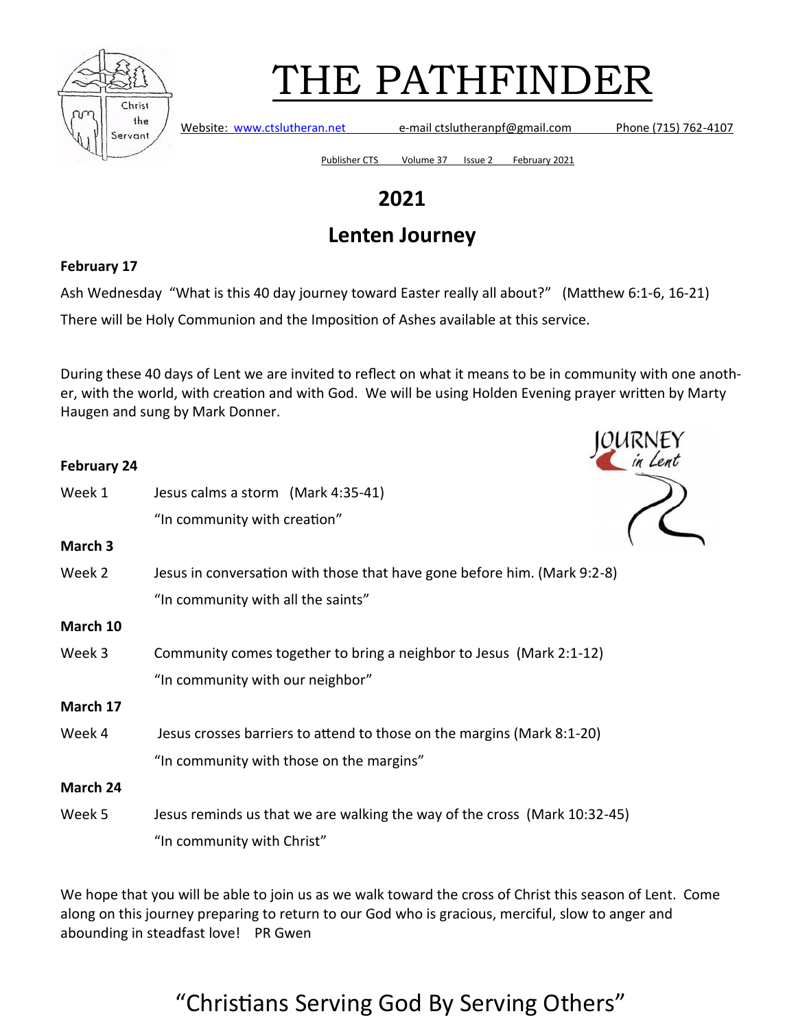# THE PATHFINDER

Website: www.ctslutheran.net e-mail ctslutheranpf@gmail.com Phone (715) 762-4107

Publisher CTS Volume 37 Issue 2 February 2021

## 2021

## Lenten Journey

**February 17**

Ash Wednesday "What is this 40 day journey toward Easter really all about?" (Matthew 6:1-6, 16-21)

There will be Holy Communion and the Imposition of Ashes available at this service.

During these 40 days of Lent we are invited to reflect on what it means to be in community with one another, with the world, with creation and with God. We will be using Holden Evening prayer written by Marty Haugen and sung by Mark Donner.

**February 24**

Week 1 Jesus calms a storm (Mark 4:35-41)

"In community with creation"

**March 3**

Week 2 Jesus in conversation with those that have gone before him. (Mark 9:2-8)

"In community with all the saints"

**March 10**

Week 3 Community comes together to bring a neighbor to Jesus (Mark 2:1-12)

"In community with our neighbor"

**March 17**

Week 4 Jesus crosses barriers to attend to those on the margins (Mark 8:1-20)

"In community with those on the margins"

**March 24**

Week 5 Jesus reminds us that we are walking the way of the cross (Mark 10:32-45)

"In community with Christ"

We hope that you will be able to join us as we walk toward the cross of Christ this season of Lent. Come along on this journey preparing to return to our God who is gracious, merciful, slow to anger and abounding in steadfast love! PR Gwen

"Christians Serving God By Serving Others"